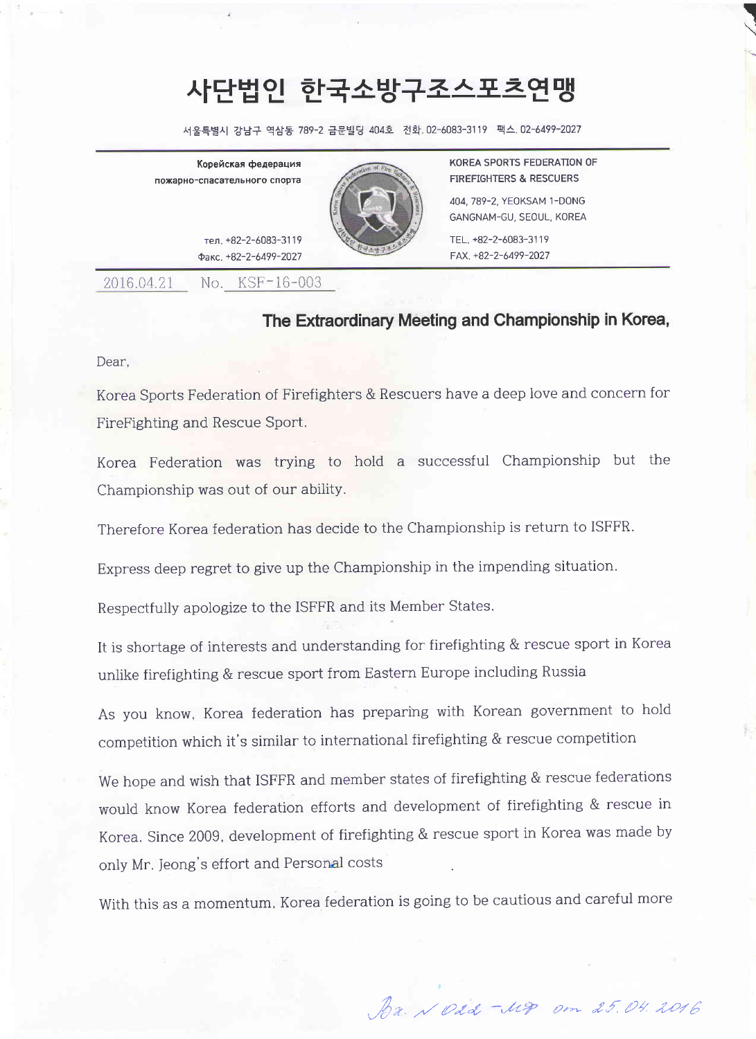# 사단법인 한국소방구조스포츠연맹

서울특별시 강남구 역삼동 789-2 금문빌딩 404호 전화. 02-6083-3119 팩스. 02-6499-2027

Корейская федерация пожарно-спасательного спорта

тел. +82-2-6083-3119
Факс. +82-2-6499-2027

KOREA SPORTS FEDERATION OF FIREFIGHTERS & RESCUERS

404, 789-2, YEOKSAM 1-DONG GANGNAM-GU, SEOUL, KOREA

TEL. +82-2-6083-3119
FAX. +82-2-6499-2027

2016.04.21 No. KSF-16-003

## The Extraordinary Meeting and Championship in Korea,

Dear,

Korea Sports Federation of Firefighters & Rescuers have a deep love and concern for FireFighting and Rescue Sport.

Korea Federation was trying to hold a successful Championship but the Championship was out of our ability.

Therefore Korea federation has decide to the Championship is return to ISFFR.

Express deep regret to give up the Championship in the impending situation.

Respectfully apologize to the ISFFR and its Member States.

It is shortage of interests and understanding for firefighting & rescue sport in Korea unlike firefighting & rescue sport from Eastern Europe including Russia

As you know, Korea federation has preparing with Korean government to hold competition which it's similar to international firefighting & rescue competition

We hope and wish that ISFFR and member states of firefighting & rescue federations would know Korea federation efforts and development of firefighting & rescue in Korea. Since 2009, development of firefighting & rescue sport in Korea was made by only Mr. Jeong's effort and Personal costs

With this as a momentum, Korea federation is going to be cautious and careful more

Вх. № 022-МФ от 25.04.2016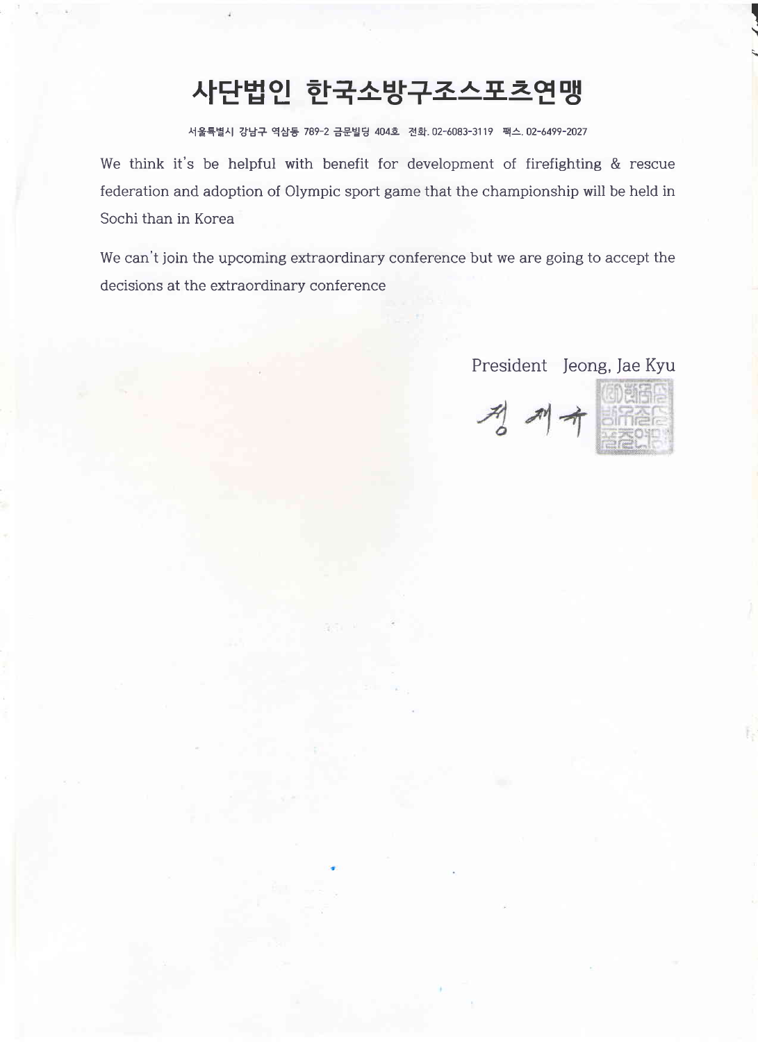# 사단법인 한국소방구조스포츠연맹

서울특별시 강남구 역삼동 789-2 금문빌딩 404호 전화. 02-6083-3119 팩스. 02-6499-2027

We think it's be helpful with benefit for development of firefighting & rescue federation and adoption of Olympic sport game that the championship will be held in Sochi than in Korea

We can't join the upcoming extraordinary conference but we are going to accept the decisions at the extraordinary conference

President Jeong, Jae Kyu

정 재 규